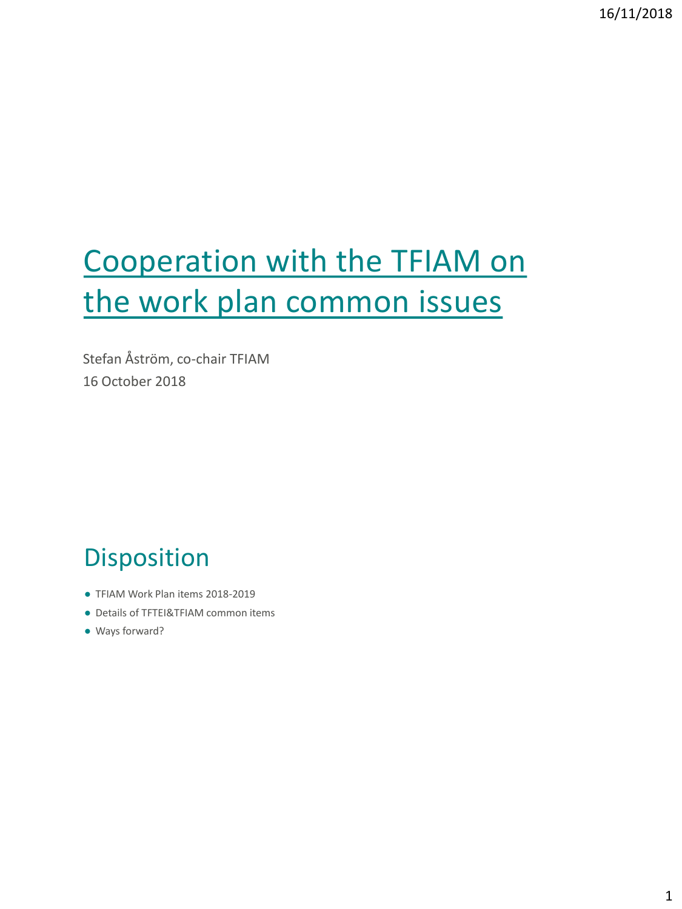# Cooperation with the TFIAM on the work plan common issues

Stefan Åström, co-chair TFIAM
16 October 2018

## Disposition

- TFIAM Work Plan items 2018-2019
- Details of TFTEI&TFIAM common items
- Ways forward?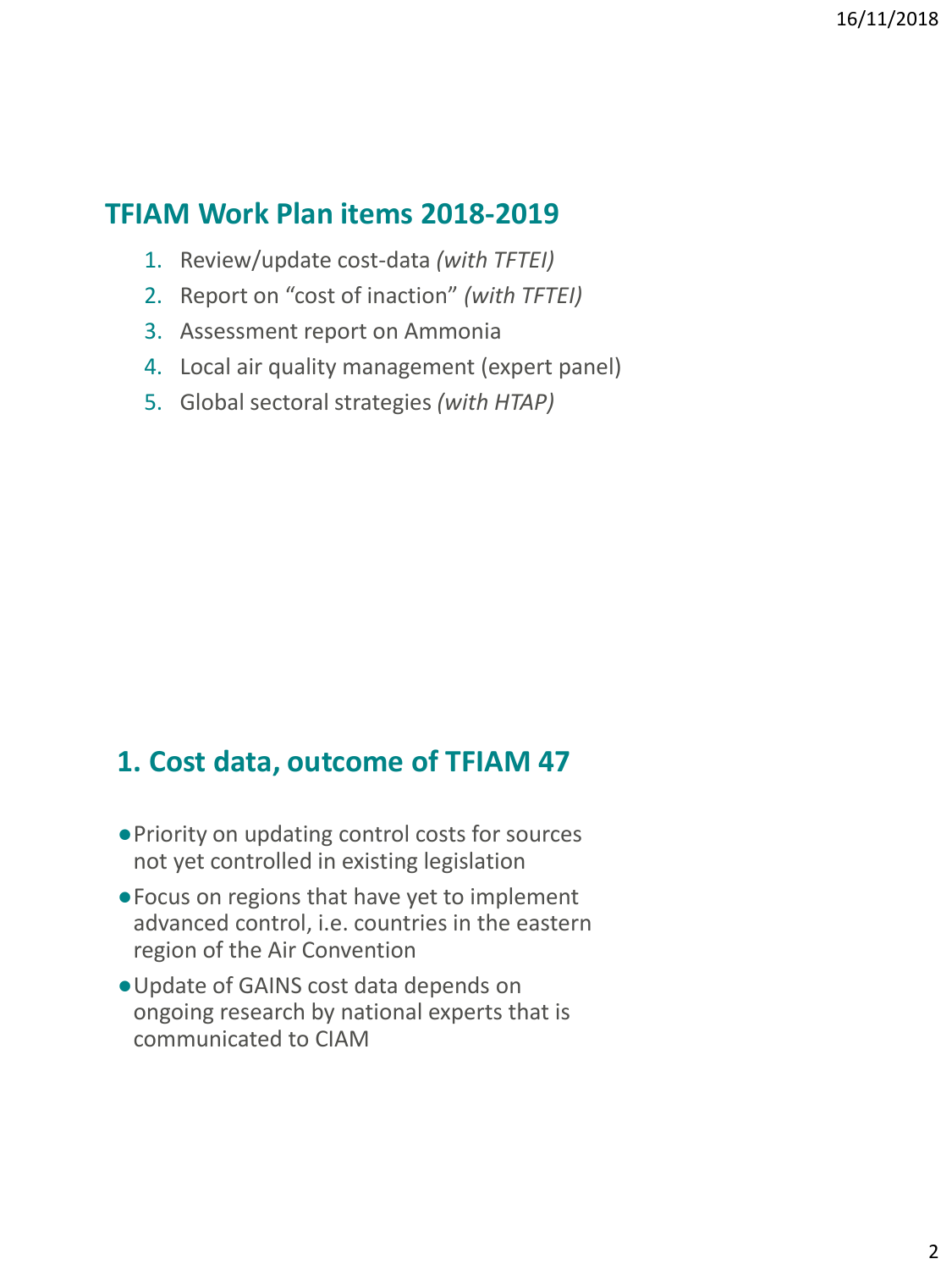## TFIAM Work Plan items 2018-2019

1. Review/update cost-data *(with TFTEI)*
2. Report on "cost of inaction" *(with TFTEI)*
3. Assessment report on Ammonia
4. Local air quality management (expert panel)
5. Global sectoral strategies *(with HTAP)*

## 1. Cost data, outcome of TFIAM 47

- Priority on updating control costs for sources not yet controlled in existing legislation
- Focus on regions that have yet to implement advanced control, i.e. countries in the eastern region of the Air Convention
- Update of GAINS cost data depends on ongoing research by national experts that is communicated to CIAM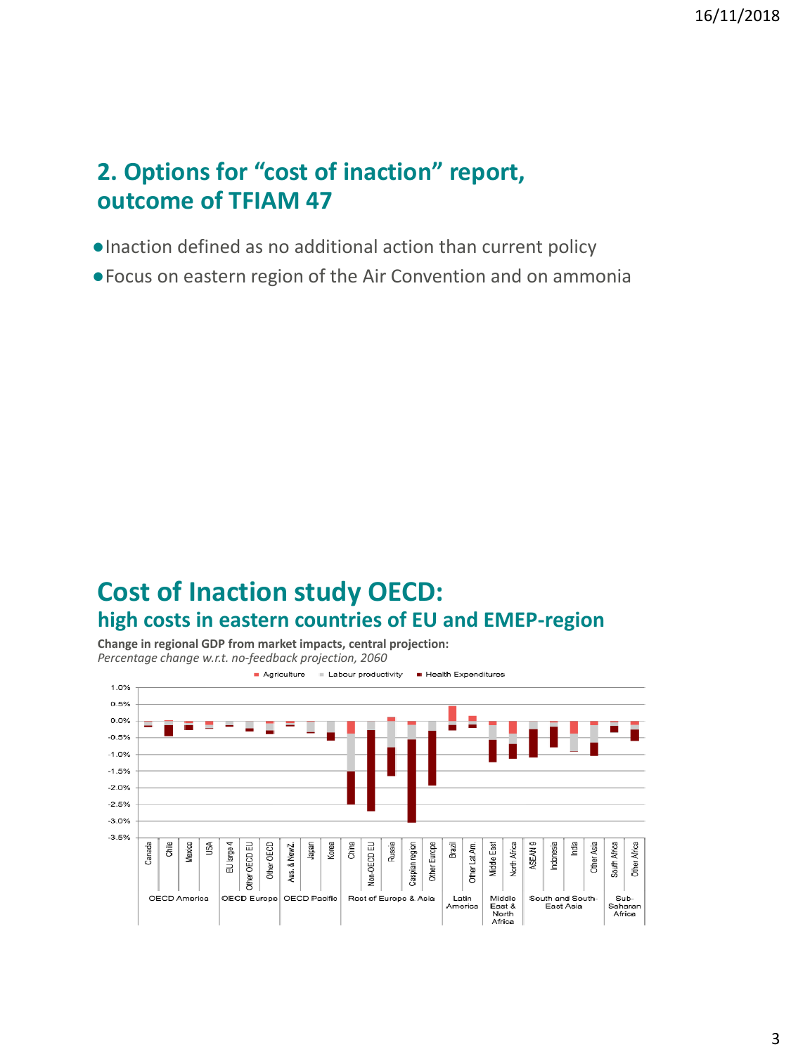## 2. Options for “cost of inaction” report, outcome of TFIAM 47

- Inaction defined as no additional action than current policy
- Focus on eastern region of the Air Convention and on ammonia

## Cost of Inaction study OECD:

### high costs in eastern countries of EU and EMEP-region

**Change in regional GDP from market impacts, central projection:**
*Percentage change w.r.t. no-feedback projection, 2060*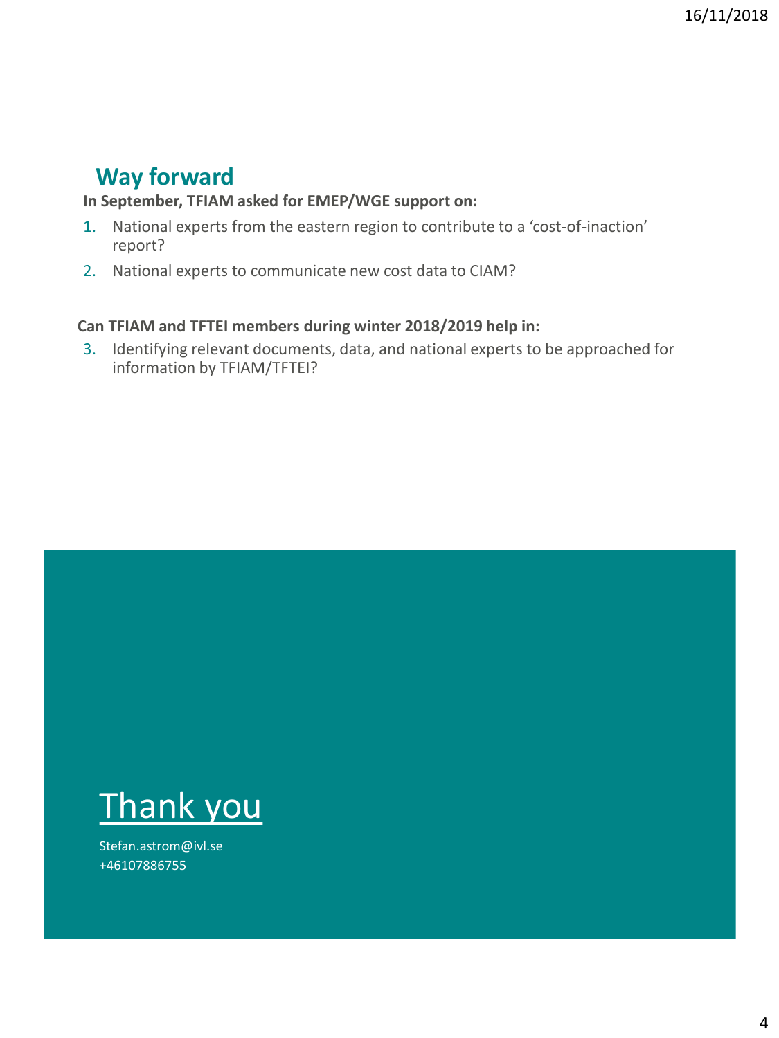## Way forward

**In September, TFIAM asked for EMEP/WGE support on:**

1. National experts from the eastern region to contribute to a 'cost-of-inaction' report?
2. National experts to communicate new cost data to CIAM?

**Can TFIAM and TFTEI members during winter 2018/2019 help in:**

3. Identifying relevant documents, data, and national experts to be approached for information by TFIAM/TFTEI?

# Thank you

Stefan.astrom@ivl.se
+46107886755